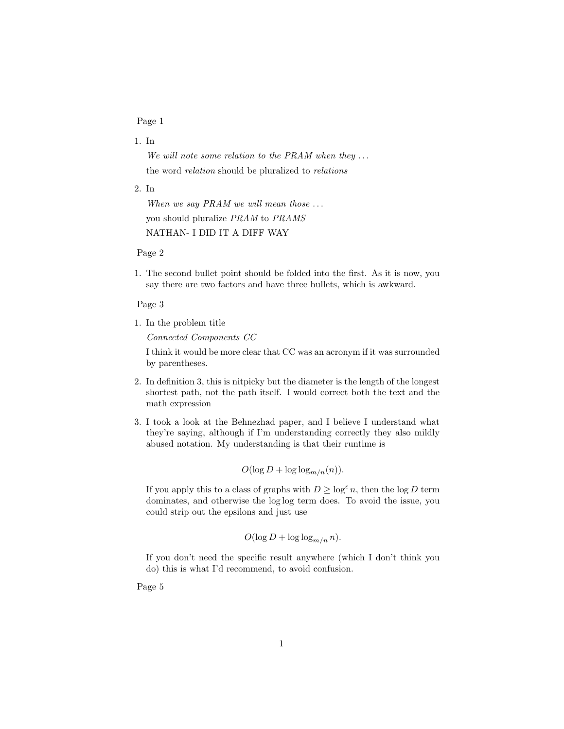Page 1

1. In

   *We will note some relation to the PRAM when they ...*

   the word *relation* should be pluralized to *relations*

2. In

   *When we say PRAM we will mean those ...*

   you should pluralize *PRAM* to *PRAMS*

   NATHAN- I DID IT A DIFF WAY

Page 2

1. The second bullet point should be folded into the first. As it is now, you say there are two factors and have three bullets, which is awkward.

Page 3

1. In the problem title

   *Connected Components CC*

   I think it would be more clear that CC was an acronym if it was surrounded by parentheses.

2. In definition 3, this is nitpicky but the diameter is the length of the longest shortest path, not the path itself. I would correct both the text and the math expression

3. I took a look at the Behnezhad paper, and I believe I understand what they're saying, although if I'm understanding correctly they also mildly abused notation. My understanding is that their runtime is

   $$O(\log D + \log \log_{m/n}(n)).$$

   If you apply this to a class of graphs with $D \geq \log^{\epsilon} n$, then the $\log D$ term dominates, and otherwise the $\log \log$ term does. To avoid the issue, you could strip out the epsilons and just use

   $$O(\log D + \log \log_{m/n} n).$$

   If you don't need the specific result anywhere (which I don't think you do) this is what I'd recommend, to avoid confusion.

Page 5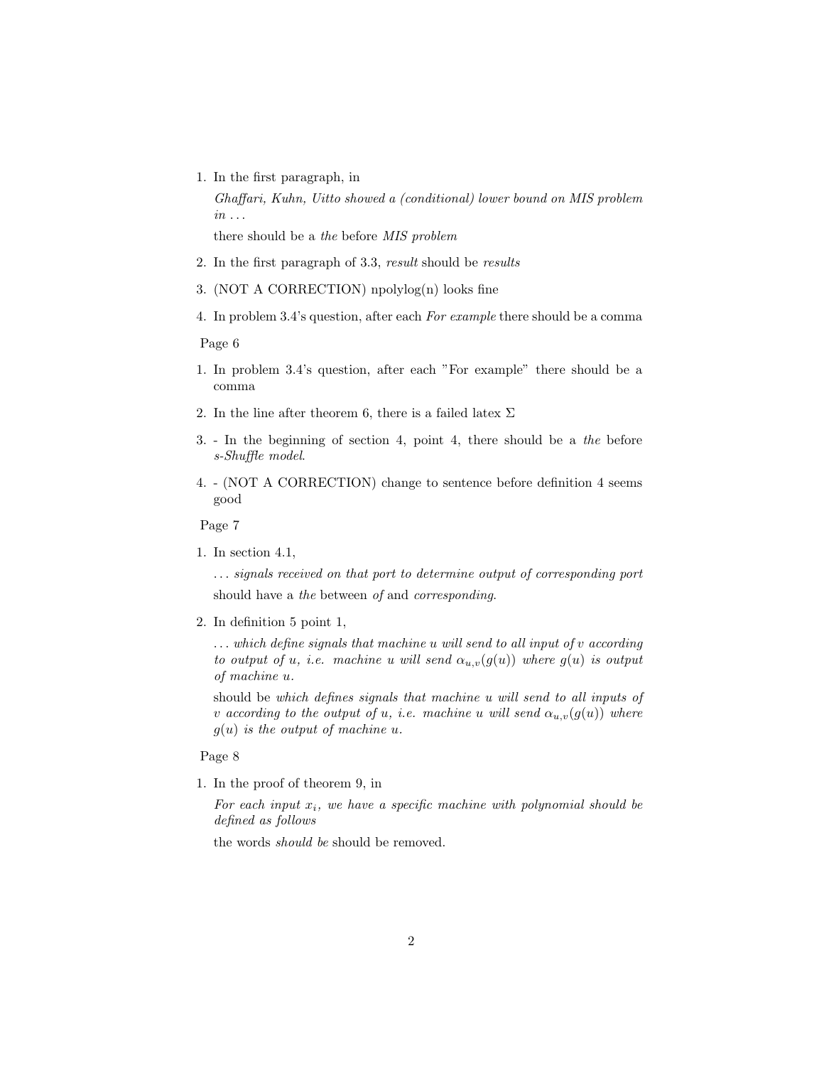1. In the first paragraph, in

   *Ghaffari, Kuhn, Uitto showed a (conditional) lower bound on MIS problem in . . .*

   there should be a *the* before *MIS problem*

2. In the first paragraph of 3.3, *result* should be *results*

3. (NOT A CORRECTION) npolylog(n) looks fine

4. In problem 3.4's question, after each *For example* there should be a comma

Page 6

1. In problem 3.4's question, after each "For example" there should be a comma

2. In the line after theorem 6, there is a failed latex $\Sigma$

3. - In the beginning of section 4, point 4, there should be a *the* before *s-Shuffle model*.

4. - (NOT A CORRECTION) change to sentence before definition 4 seems good

Page 7

1. In section 4.1,

   *. . . signals received on that port to determine output of corresponding port*

   should have a *the* between *of* and *corresponding*.

2. In definition 5 point 1,

   *. . . which define signals that machine u will send to all input of v according to output of u, i.e. machine u will send $\alpha_{u,v}(g(u))$ where $g(u)$ is output of machine u.*

   should be *which defines signals that machine u will send to all inputs of v according to the output of u, i.e. machine u will send $\alpha_{u,v}(g(u))$ where $g(u)$ is the output of machine u.*

Page 8

1. In the proof of theorem 9, in

   *For each input $x_i$, we have a specific machine with polynomial should be defined as follows*

   the words *should be* should be removed.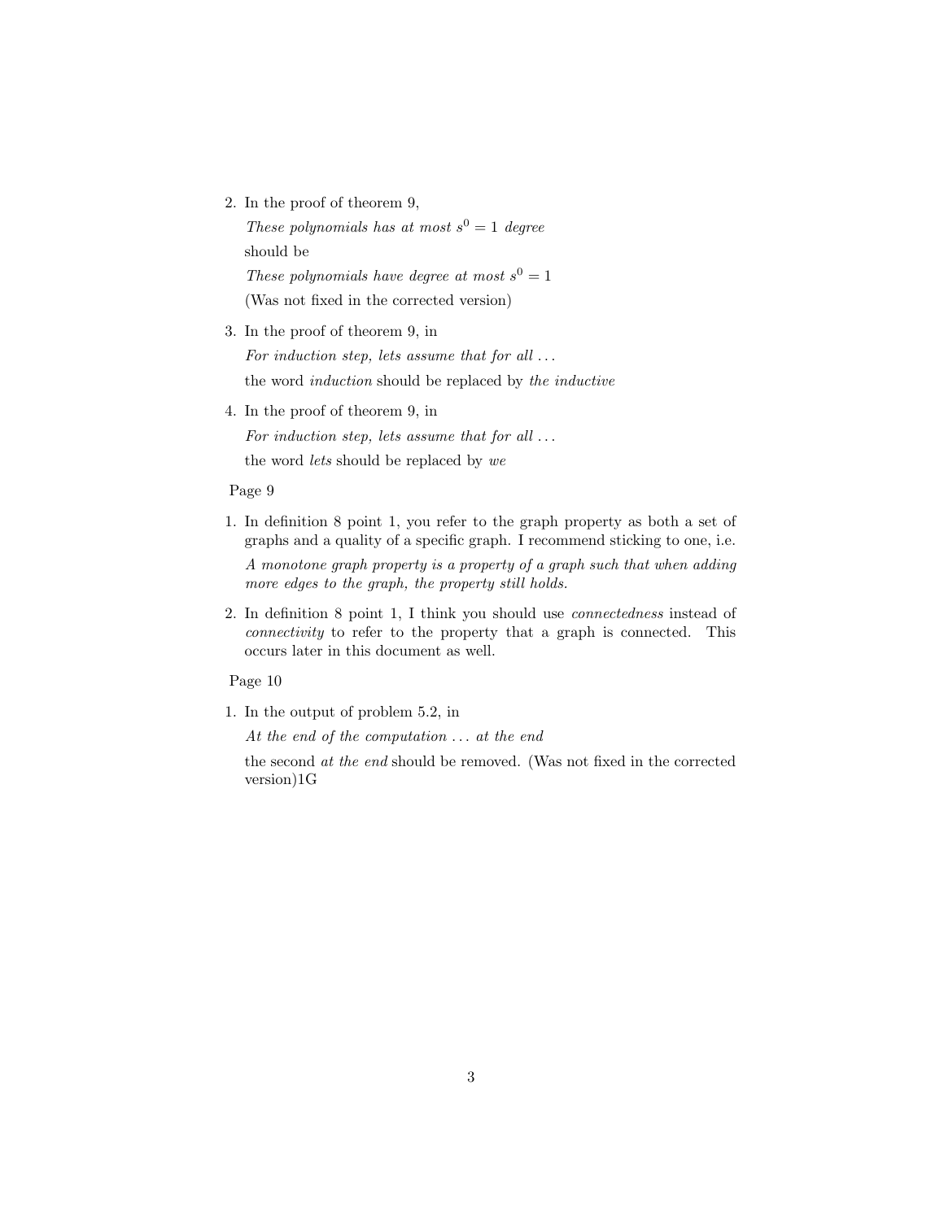2. In the proof of theorem 9,

   *These polynomials has at most* $s^0 = 1$ *degree*

   should be

   *These polynomials have degree at most* $s^0 = 1$

   (Was not fixed in the corrected version)

3. In the proof of theorem 9, in

   *For induction step, lets assume that for all ...*

   the word *induction* should be replaced by *the inductive*

4. In the proof of theorem 9, in

   *For induction step, lets assume that for all ...*

   the word *lets* should be replaced by *we*

Page 9

1. In definition 8 point 1, you refer to the graph property as both a set of graphs and a quality of a specific graph. I recommend sticking to one, i.e.

   *A monotone graph property is a property of a graph such that when adding more edges to the graph, the property still holds.*

2. In definition 8 point 1, I think you should use *connectedness* instead of *connectivity* to refer to the property that a graph is connected. This occurs later in this document as well.

Page 10

1. In the output of problem 5.2, in

   *At the end of the computation ... at the end*

   the second *at the end* should be removed. (Was not fixed in the corrected version)1G